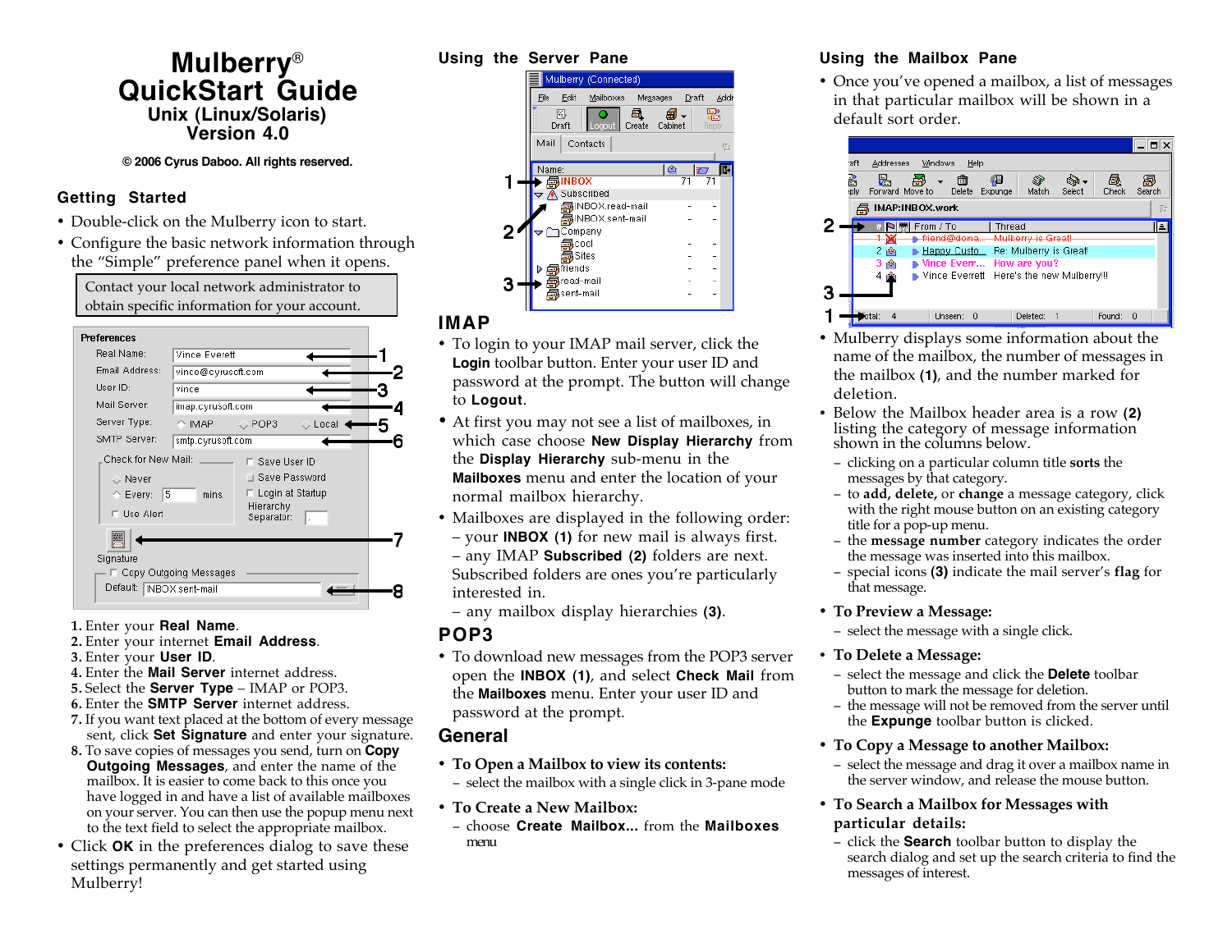# Mulberry®
# QuickStart Guide
## Unix (Linux/Solaris)
## Version 4.0

© 2006 Cyrus Daboo. All rights reserved.

## Getting Started

- Double-click on the Mulberry icon to start.
- Configure the basic network information through the “Simple” preference panel when it opens.

> Contact your local network administrator to obtain specific information for your account.

1. Enter your **Real Name**.
2. Enter your internet **Email Address**.
3. Enter your **User ID**.
4. Enter the **Mail Server** internet address.
5. Select the **Server Type** – IMAP or POP3.
6. Enter the **SMTP Server** internet address.
7. If you want text placed at the bottom of every message sent, click **Set Signature** and enter your signature.
8. To save copies of messages you send, turn on **Copy Outgoing Messages**, and enter the name of the mailbox. It is easier to come back to this once you have logged in and have a list of available mailboxes on your server. You can then use the popup menu next to the text field to select the appropriate mailbox.

- Click **OK** in the preferences dialog to save these settings permanently and get started using Mulberry!

## Using the Server Pane

## IMAP

- To login to your IMAP mail server, click the **Login** toolbar button. Enter your user ID and password at the prompt. The button will change to **Logout**.
- At first you may not see a list of mailboxes, in which case choose **New Display Hierarchy** from the **Display Hierarchy** sub-menu in the **Mailboxes** menu and enter the location of your normal mailbox hierarchy.
- Mailboxes are displayed in the following order:
  – your **INBOX (1)** for new mail is always first.
  – any IMAP **Subscribed (2)** folders are next. Subscribed folders are ones you’re particularly interested in.
  – any mailbox display hierarchies **(3)**.

## POP3

- To download new messages from the POP3 server open the **INBOX (1)**, and select **Check Mail** from the **Mailboxes** menu. Enter your user ID and password at the prompt.

## General

- **To Open a Mailbox to view its contents:**
  – select the mailbox with a single click in 3-pane mode
- **To Create a New Mailbox:**
  – choose **Create Mailbox...** from the **Mailboxes** menu

## Using the Mailbox Pane

- Once you’ve opened a mailbox, a list of messages in that particular mailbox will be shown in a default sort order.
- Mulberry displays some information about the name of the mailbox, the number of messages in the mailbox **(1)**, and the number marked for deletion.
- Below the Mailbox header area is a row **(2)** listing the category of message information shown in the columns below.
  – clicking on a particular column title **sorts** the messages by that category.
  – to **add, delete,** or **change** a message category, click with the right mouse button on an existing category title for a pop-up menu.
  – the **message number** category indicates the order the message was inserted into this mailbox.
  – special icons **(3)** indicate the mail server’s **flag** for that message.
- **To Preview a Message:**
  – select the message with a single click.
- **To Delete a Message:**
  – select the message and click the **Delete** toolbar button to mark the message for deletion.
  – the message will not be removed from the server until the **Expunge** toolbar button is clicked.
- **To Copy a Message to another Mailbox:**
  – select the message and drag it over a mailbox name in the server window, and release the mouse button.
- **To Search a Mailbox for Messages with particular details:**
  – click the **Search** toolbar button to display the search dialog and set up the search criteria to find the messages of interest.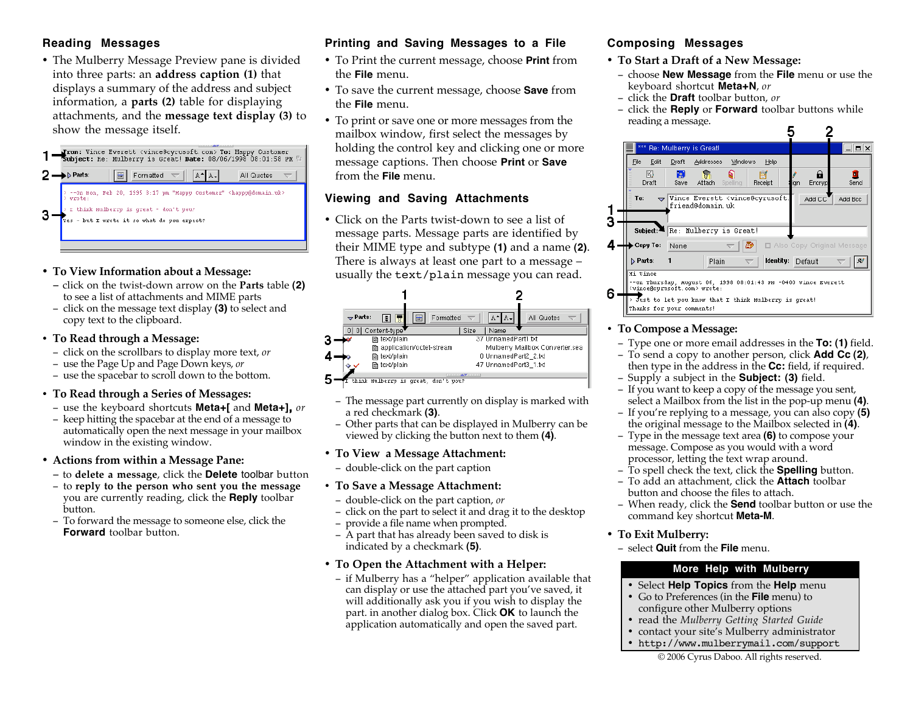## Reading Messages

- The Mulberry Message Preview pane is divided into three parts: an **address caption (1)** that displays a summary of the address and subject information, a **parts (2)** table for displaying attachments, and the **message text display (3)** to show the message itself.

- **To View Information about a Message:**
  - click on the twist-down arrow on the **Parts** table **(2)** to see a list of attachments and MIME parts
  - click on the message text display **(3)** to select and copy text to the clipboard.

- **To Read through a Message:**
  - click on the scrollbars to display more text, *or*
  - use the Page Up and Page Down keys, *or*
  - use the spacebar to scroll down to the bottom.

- **To Read through a Series of Messages:**
  - use the keyboard shortcuts **Meta+[** and **Meta+],** *or*
  - keep hitting the spacebar at the end of a message to automatically open the next message in your mailbox window in the existing window.

- **Actions from within a Message Pane:**
  - to **delete a message**, click the **Delete** toolbar button
  - to **reply to the person who sent you the message** you are currently reading, click the **Reply** toolbar button.
  - To forward the message to someone else, click the **Forward** toolbar button.

## Printing and Saving Messages to a File

- To Print the current message, choose **Print** from the **File** menu.
- To save the current message, choose **Save** from the **File** menu.
- To print or save one or more messages from the mailbox window, first select the messages by holding the control key and clicking one or more message captions. Then choose **Print** or **Save** from the **File** menu.

## Viewing and Saving Attachments

- Click on the Parts twist-down to see a list of message parts. Message parts are identified by their MIME type and subtype **(1)** and a name **(2)**. There is always at least one part to a message – usually the `text/plain` message you can read.

  - The message part currently on display is marked with a red checkmark **(3)**.
  - Other parts that can be displayed in Mulberry can be viewed by clicking the button next to them **(4)**.

- **To View a Message Attachment:**
  - double-click on the part caption

- **To Save a Message Attachment:**
  - double-click on the part caption, *or*
  - click on the part to select it and drag it to the desktop
  - provide a file name when prompted.
  - A part that has already been saved to disk is indicated by a checkmark **(5)**.

- **To Open the Attachment with a Helper:**
  - if Mulberry has a “helper” application available that can display or use the attached part you’ve saved, it will additionally ask you if you wish to display the part. in another dialog box. Click **OK** to launch the application automatically and open the saved part.

## Composing Messages

- **To Start a Draft of a New Message:**
  - choose **New Message** from the **File** menu or use the keyboard shortcut **Meta+N**, *or*
  - click the **Draft** toolbar button, *or*
  - click the **Reply** or **Forward** toolbar buttons while reading a message.

- **To Compose a Message:**
  - Type one or more email addresses in the **To: (1)** field.
  - To send a copy to another person, click **Add Cc (2)**, then type in the address in the **Cc:** field, if required.
  - Supply a subject in the **Subject: (3)** field.
  - If you want to keep a copy of the message you sent, select a Mailbox from the list in the pop-up menu **(4)**.
  - If you’re replying to a message, you can also copy **(5)** the original message to the Mailbox selected in **(4)**.
  - Type in the message text area **(6)** to compose your message. Compose as you would with a word processor, letting the text wrap around.
  - To spell check the text, click the **Spelling** button.
  - To add an attachment, click the **Attach** toolbar button and choose the files to attach.
  - When ready, click the **Send** toolbar button or use the command key shortcut **Meta-M**.

- **To Exit Mulberry:**
  - select **Quit** from the **File** menu.

### More Help with Mulberry

- Select **Help Topics** from the **Help** menu
- Go to Preferences (in the **File** menu) to configure other Mulberry options
- read the *Mulberry Getting Started Guide*
- contact your site’s Mulberry administrator
- `http://www.mulberrymail.com/support`

© 2006 Cyrus Daboo. All rights reserved.